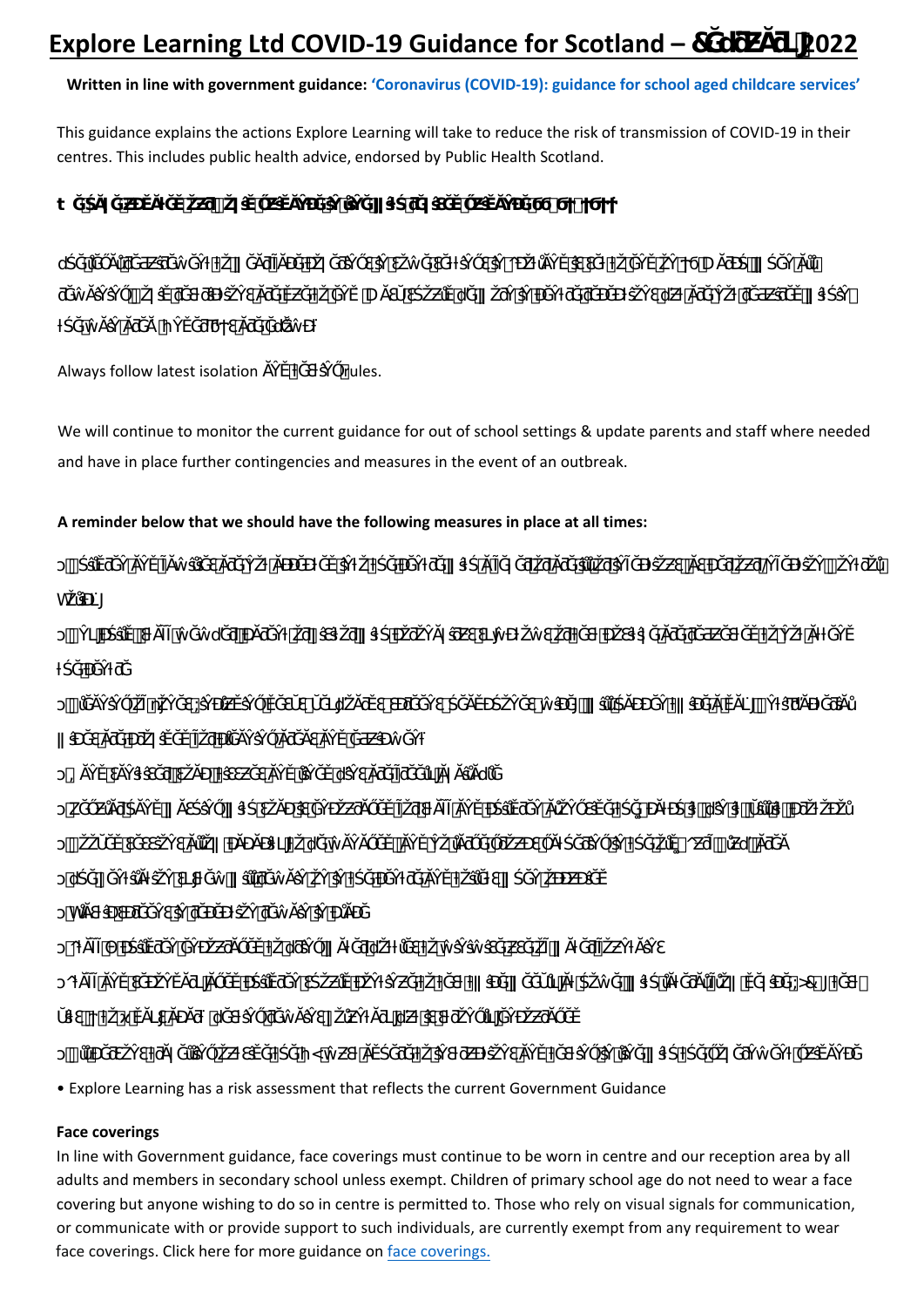# Explore Learning Ltd COVID-19 Guidance for Scotland – 2022

**Written in line with government guidance: 'Coronavirus (COVID-19): guidance for school aged childcare services'**

This guidance explains the actions Explore Learning will take to reduce the risk of transmission of COVID-19 in their centres. This includes public health advice, endorsed by Public Health Scotland.

Always follow latest isolation rules.

We will continue to monitor the current guidance for out of school settings & update parents and staff where needed and have in place further contingencies and measures in the event of an outbreak.

**A reminder below that we should have the following measures in place at all times:**

- Explore Learning has a risk assessment that reflects the current Government Guidance

**Face coverings**

In line with Government guidance, face coverings must continue to be worn in centre and our reception area by all adults and members in secondary school unless exempt. Children of primary school age do not need to wear a face covering but anyone wishing to do so in centre is permitted to. Those who rely on visual signals for communication, or communicate with or provide support to such individuals, are currently exempt from any requirement to wear face coverings. Click here for more guidance on face coverings.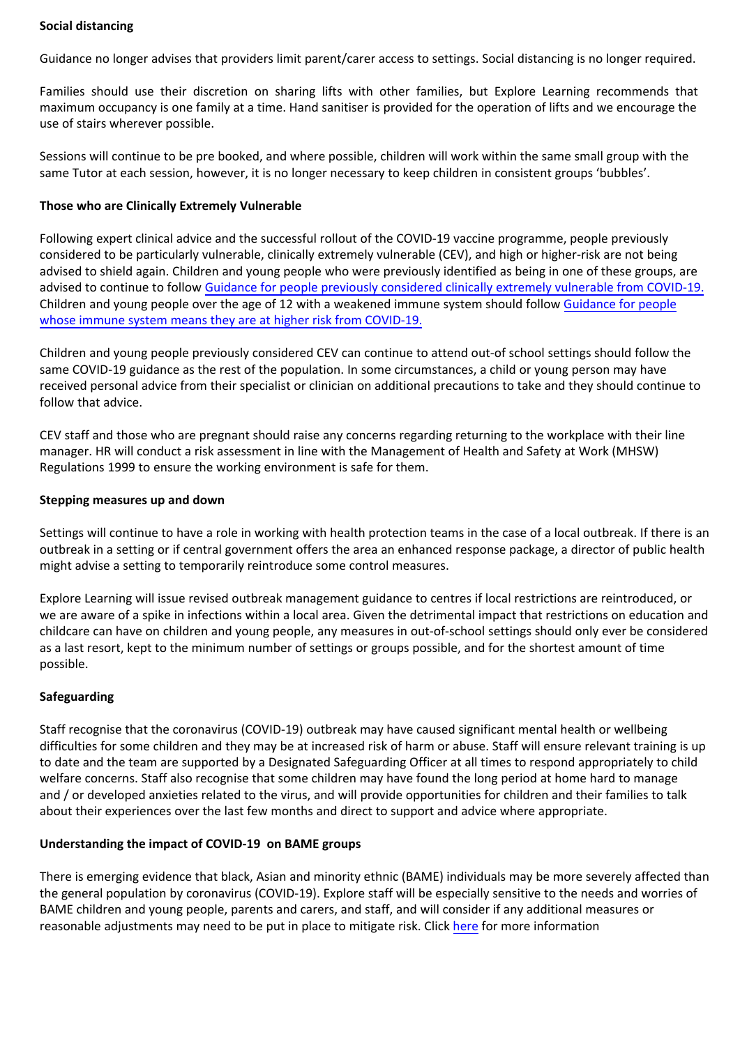**Social distancing**

Guidance no longer advises that providers limit parent/carer access to settings. Social distancing is no longer required.

Families should use their discretion on sharing lifts with other families, but Explore Learning recommends that maximum occupancy is one family at a time. Hand sanitiser is provided for the operation of lifts and we encourage the use of stairs wherever possible.

Sessions will continue to be pre booked, and where possible, children will work within the same small group with the same Tutor at each session, however, it is no longer necessary to keep children in consistent groups 'bubbles'.

**Those who are Clinically Extremely Vulnerable**

Following expert clinical advice and the successful rollout of the COVID-19 vaccine programme, people previously considered to be particularly vulnerable, clinically extremely vulnerable (CEV), and high or higher-risk are not being advised to shield again. Children and young people who were previously identified as being in one of these groups, are advised to continue to follow Guidance for people previously considered clinically extremely vulnerable from COVID-19. Children and young people over the age of 12 with a weakened immune system should follow Guidance for people whose immune system means they are at higher risk from COVID-19.

Children and young people previously considered CEV can continue to attend out-of school settings should follow the same COVID-19 guidance as the rest of the population. In some circumstances, a child or young person may have received personal advice from their specialist or clinician on additional precautions to take and they should continue to follow that advice.

CEV staff and those who are pregnant should raise any concerns regarding returning to the workplace with their line manager. HR will conduct a risk assessment in line with the Management of Health and Safety at Work (MHSW) Regulations 1999 to ensure the working environment is safe for them.

**Stepping measures up and down**

Settings will continue to have a role in working with health protection teams in the case of a local outbreak. If there is an outbreak in a setting or if central government offers the area an enhanced response package, a director of public health might advise a setting to temporarily reintroduce some control measures.

Explore Learning will issue revised outbreak management guidance to centres if local restrictions are reintroduced, or we are aware of a spike in infections within a local area. Given the detrimental impact that restrictions on education and childcare can have on children and young people, any measures in out-of-school settings should only ever be considered as a last resort, kept to the minimum number of settings or groups possible, and for the shortest amount of time possible.

**Safeguarding**

Staff recognise that the coronavirus (COVID-19) outbreak may have caused significant mental health or wellbeing difficulties for some children and they may be at increased risk of harm or abuse. Staff will ensure relevant training is up to date and the team are supported by a Designated Safeguarding Officer at all times to respond appropriately to child welfare concerns. Staff also recognise that some children may have found the long period at home hard to manage and / or developed anxieties related to the virus, and will provide opportunities for children and their families to talk about their experiences over the last few months and direct to support and advice where appropriate.

**Understanding the impact of COVID-19 on BAME groups**

There is emerging evidence that black, Asian and minority ethnic (BAME) individuals may be more severely affected than the general population by coronavirus (COVID-19). Explore staff will be especially sensitive to the needs and worries of BAME children and young people, parents and carers, and staff, and will consider if any additional measures or reasonable adjustments may need to be put in place to mitigate risk. Click here for more information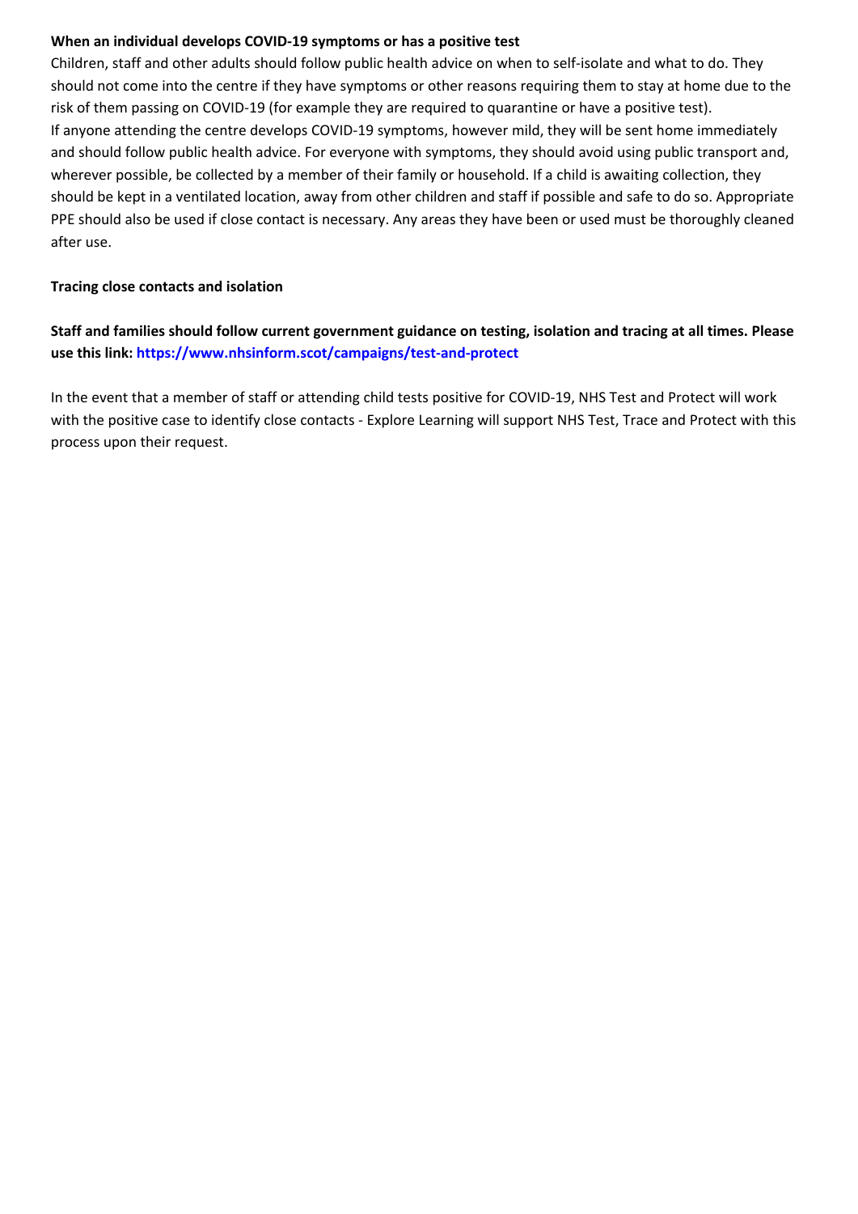**When an individual develops COVID-19 symptoms or has a positive test**

Children, staff and other adults should follow public health advice on when to self-isolate and what to do. They should not come into the centre if they have symptoms or other reasons requiring them to stay at home due to the risk of them passing on COVID-19 (for example they are required to quarantine or have a positive test).

If anyone attending the centre develops COVID-19 symptoms, however mild, they will be sent home immediately and should follow public health advice. For everyone with symptoms, they should avoid using public transport and, wherever possible, be collected by a member of their family or household. If a child is awaiting collection, they should be kept in a ventilated location, away from other children and staff if possible and safe to do so. Appropriate PPE should also be used if close contact is necessary. Any areas they have been or used must be thoroughly cleaned after use.

**Tracing close contacts and isolation**

**Staff and families should follow current government guidance on testing, isolation and tracing at all times. Please use this link: https://www.nhsinform.scot/campaigns/test-and-protect**

In the event that a member of staff or attending child tests positive for COVID-19, NHS Test and Protect will work with the positive case to identify close contacts - Explore Learning will support NHS Test, Trace and Protect with this process upon their request.